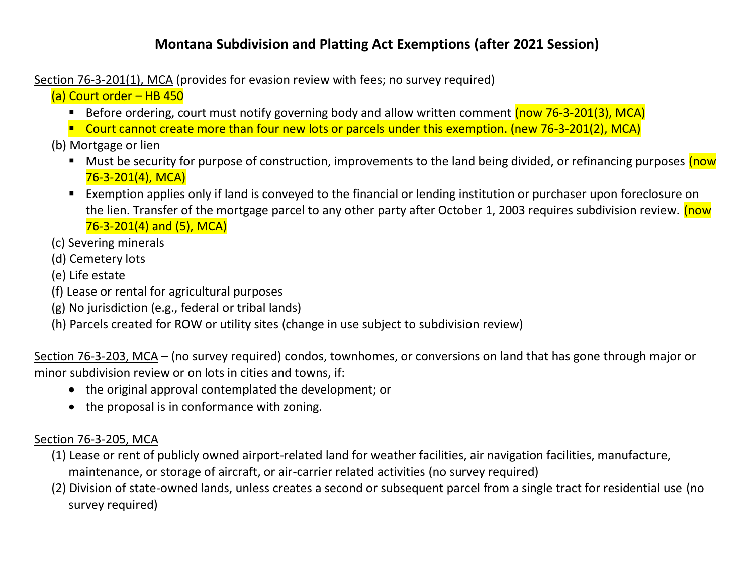# Montana Subdivision and Platting Act Exemptions (after 2021 Session)

Section 76-3-201(1), MCA (provides for evasion review with fees; no survey required)

- (a) Court order – HB 450
  - Before ordering, court must notify governing body and allow written comment (now 76-3-201(3), MCA)
  - Court cannot create more than four new lots or parcels under this exemption. (new 76-3-201(2), MCA)
- (b) Mortgage or lien
  - Must be security for purpose of construction, improvements to the land being divided, or refinancing purposes (now 76-3-201(4), MCA)
  - Exemption applies only if land is conveyed to the financial or lending institution or purchaser upon foreclosure on the lien. Transfer of the mortgage parcel to any other party after October 1, 2003 requires subdivision review. (now 76-3-201(4) and (5), MCA)
- (c) Severing minerals
- (d) Cemetery lots
- (e) Life estate
- (f) Lease or rental for agricultural purposes
- (g) No jurisdiction (e.g., federal or tribal lands)
- (h) Parcels created for ROW or utility sites (change in use subject to subdivision review)

Section 76-3-203, MCA – (no survey required) condos, townhomes, or conversions on land that has gone through major or minor subdivision review or on lots in cities and towns, if:

- the original approval contemplated the development; or
- the proposal is in conformance with zoning.

Section 76-3-205, MCA

1. Lease or rent of publicly owned airport-related land for weather facilities, air navigation facilities, manufacture, maintenance, or storage of aircraft, or air-carrier related activities (no survey required)
2. Division of state-owned lands, unless creates a second or subsequent parcel from a single tract for residential use (no survey required)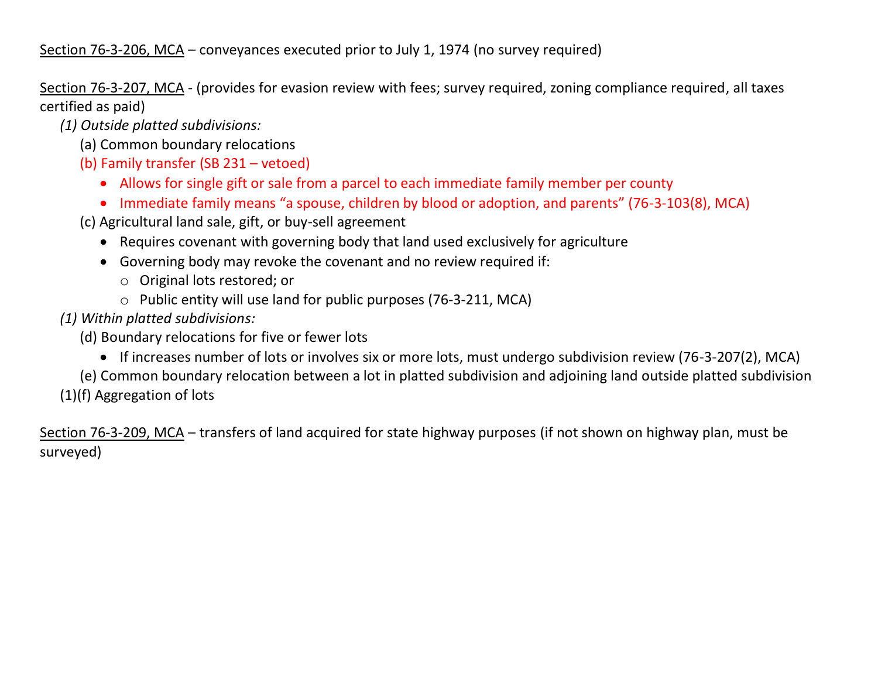<u>Section 76-3-206, MCA</u> – conveyances executed prior to July 1, 1974 (no survey required)

<u>Section 76-3-207, MCA</u> - (provides for evasion review with fees; survey required, zoning compliance required, all taxes certified as paid)

*(1) Outside platted subdivisions:*

- (a) Common boundary relocations
- (b) Family transfer (SB 231 – vetoed)
  - Allows for single gift or sale from a parcel to each immediate family member per county
  - Immediate family means "a spouse, children by blood or adoption, and parents" (76-3-103(8), MCA)
- (c) Agricultural land sale, gift, or buy-sell agreement
  - Requires covenant with governing body that land used exclusively for agriculture
  - Governing body may revoke the covenant and no review required if:
    - Original lots restored; or
    - Public entity will use land for public purposes (76-3-211, MCA)

*(1) Within platted subdivisions:*

- (d) Boundary relocations for five or fewer lots
  - If increases number of lots or involves six or more lots, must undergo subdivision review (76-3-207(2), MCA)
- (e) Common boundary relocation between a lot in platted subdivision and adjoining land outside platted subdivision

(1)(f) Aggregation of lots

<u>Section 76-3-209, MCA</u> – transfers of land acquired for state highway purposes (if not shown on highway plan, must be surveyed)